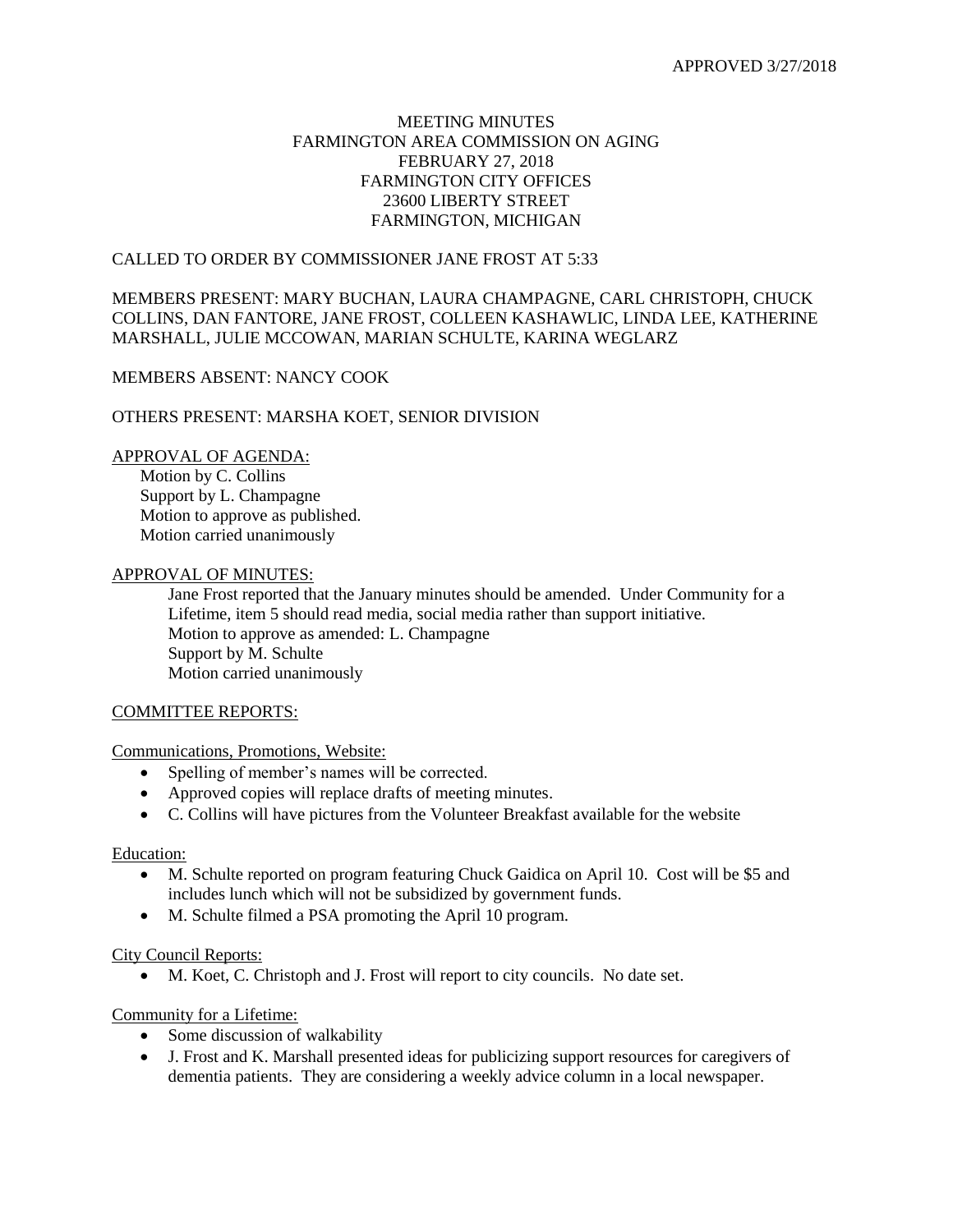APPROVED 3/27/2018

# MEETING MINUTES
# FARMINGTON AREA COMMISSION ON AGING
## FEBRUARY 27, 2018
## FARMINGTON CITY OFFICES
## 23600 LIBERTY STREET
## FARMINGTON, MICHIGAN

CALLED TO ORDER BY COMMISSIONER JANE FROST AT 5:33

MEMBERS PRESENT: MARY BUCHAN, LAURA CHAMPAGNE, CARL CHRISTOPH, CHUCK COLLINS, DAN FANTORE, JANE FROST, COLLEEN KASHAWLIC, LINDA LEE, KATHERINE MARSHALL, JULIE MCCOWAN, MARIAN SCHULTE, KARINA WEGLARZ

MEMBERS ABSENT: NANCY COOK

OTHERS PRESENT: MARSHA KOET, SENIOR DIVISION

<u>APPROVAL OF AGENDA:</u>

Motion by C. Collins
Support by L. Champagne
Motion to approve as published.
Motion carried unanimously

<u>APPROVAL OF MINUTES:</u>

Jane Frost reported that the January minutes should be amended. Under Community for a Lifetime, item 5 should read media, social media rather than support initiative.
Motion to approve as amended: L. Champagne
Support by M. Schulte
Motion carried unanimously

<u>COMMITTEE REPORTS:</u>

<u>Communications, Promotions, Website:</u>

- Spelling of member's names will be corrected.
- Approved copies will replace drafts of meeting minutes.
- C. Collins will have pictures from the Volunteer Breakfast available for the website

<u>Education:</u>

- M. Schulte reported on program featuring Chuck Gaidica on April 10. Cost will be $5 and includes lunch which will not be subsidized by government funds.
- M. Schulte filmed a PSA promoting the April 10 program.

<u>City Council Reports:</u>

- M. Koet, C. Christoph and J. Frost will report to city councils. No date set.

<u>Community for a Lifetime:</u>

- Some discussion of walkability
- J. Frost and K. Marshall presented ideas for publicizing support resources for caregivers of dementia patients. They are considering a weekly advice column in a local newspaper.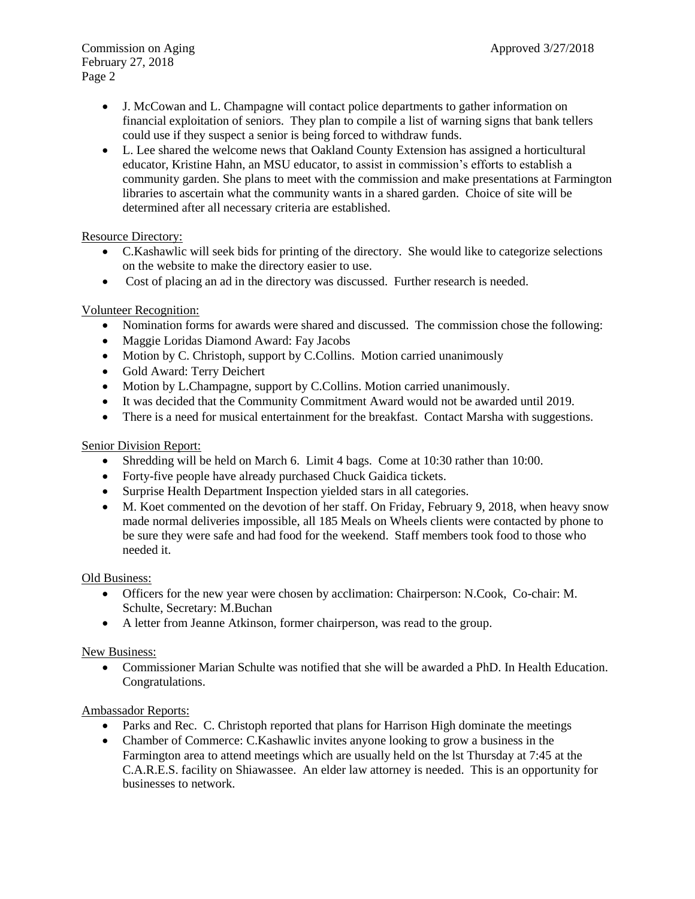- J. McCowan and L. Champagne will contact police departments to gather information on financial exploitation of seniors. They plan to compile a list of warning signs that bank tellers could use if they suspect a senior is being forced to withdraw funds.
- L. Lee shared the welcome news that Oakland County Extension has assigned a horticultural educator, Kristine Hahn, an MSU educator, to assist in commission's efforts to establish a community garden. She plans to meet with the commission and make presentations at Farmington libraries to ascertain what the community wants in a shared garden. Choice of site will be determined after all necessary criteria are established.

Resource Directory:

- C.Kashawlic will seek bids for printing of the directory. She would like to categorize selections on the website to make the directory easier to use.
- Cost of placing an ad in the directory was discussed. Further research is needed.

Volunteer Recognition:

- Nomination forms for awards were shared and discussed. The commission chose the following:
- Maggie Loridas Diamond Award: Fay Jacobs
- Motion by C. Christoph, support by C.Collins. Motion carried unanimously
- Gold Award: Terry Deichert
- Motion by L.Champagne, support by C.Collins. Motion carried unanimously.
- It was decided that the Community Commitment Award would not be awarded until 2019.
- There is a need for musical entertainment for the breakfast. Contact Marsha with suggestions.

Senior Division Report:

- Shredding will be held on March 6. Limit 4 bags. Come at 10:30 rather than 10:00.
- Forty-five people have already purchased Chuck Gaidica tickets.
- Surprise Health Department Inspection yielded stars in all categories.
- M. Koet commented on the devotion of her staff. On Friday, February 9, 2018, when heavy snow made normal deliveries impossible, all 185 Meals on Wheels clients were contacted by phone to be sure they were safe and had food for the weekend. Staff members took food to those who needed it.

Old Business:

- Officers for the new year were chosen by acclimation: Chairperson: N.Cook, Co-chair: M. Schulte, Secretary: M.Buchan
- A letter from Jeanne Atkinson, former chairperson, was read to the group.

New Business:

- Commissioner Marian Schulte was notified that she will be awarded a PhD. In Health Education. Congratulations.

Ambassador Reports:

- Parks and Rec. C. Christoph reported that plans for Harrison High dominate the meetings
- Chamber of Commerce: C.Kashawlic invites anyone looking to grow a business in the Farmington area to attend meetings which are usually held on the lst Thursday at 7:45 at the C.A.R.E.S. facility on Shiawassee. An elder law attorney is needed. This is an opportunity for businesses to network.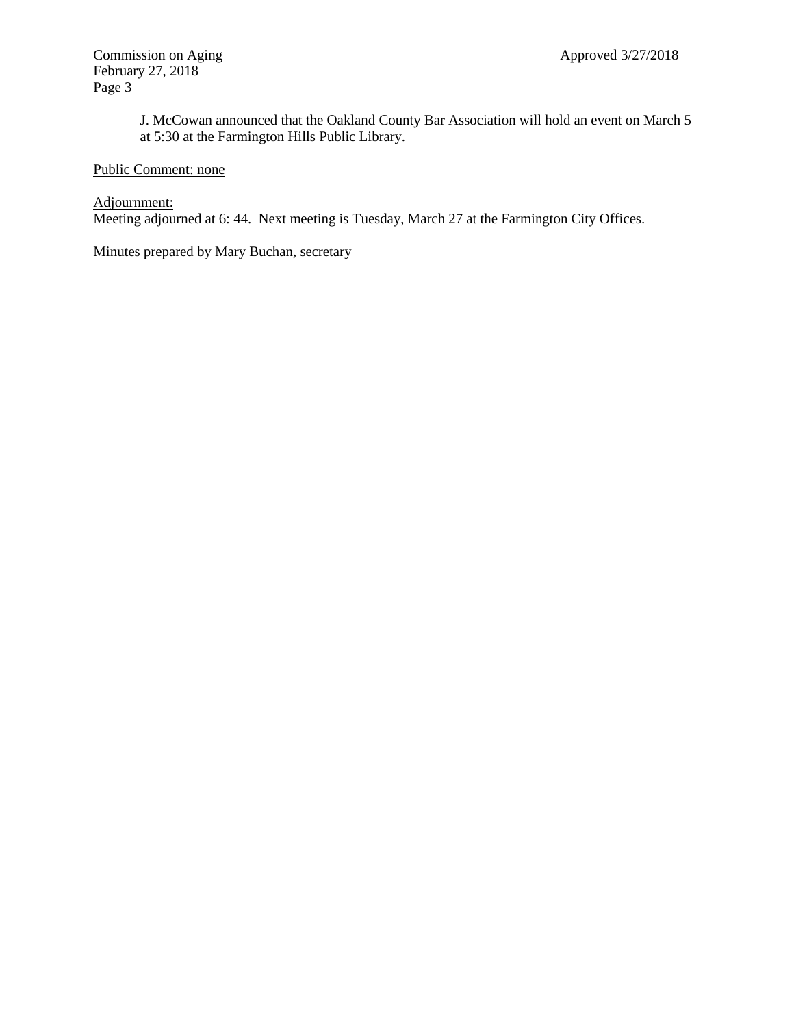J. McCowan announced that the Oakland County Bar Association will hold an event on March 5 at 5:30 at the Farmington Hills Public Library.

Public Comment: none

Adjournment:
Meeting adjourned at 6: 44. Next meeting is Tuesday, March 27 at the Farmington City Offices.

Minutes prepared by Mary Buchan, secretary